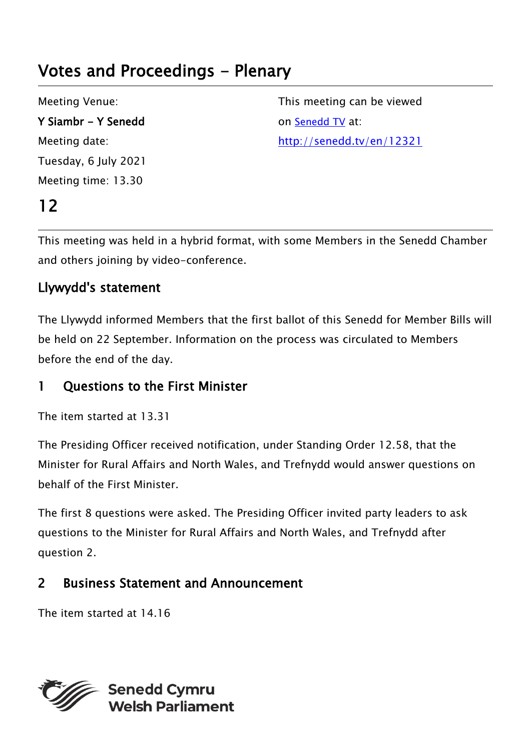# Votes and Proceedings - Plenary

Meeting Venue:
**Y Siambr - Y Senedd**
Meeting date:
Tuesday, 6 July 2021
Meeting time: 13.30

This meeting can be viewed on [Senedd TV](http://senedd.tv/en/12321) at:
http://senedd.tv/en/12321

# 12

This meeting was held in a hybrid format, with some Members in the Senedd Chamber and others joining by video-conference.

## Llywydd's statement

The Llywydd informed Members that the first ballot of this Senedd for Member Bills will be held on 22 September. Information on the process was circulated to Members before the end of the day.

## 1 Questions to the First Minister

The item started at 13.31

The Presiding Officer received notification, under Standing Order 12.58, that the Minister for Rural Affairs and North Wales, and Trefnydd would answer questions on behalf of the First Minister.

The first 8 questions were asked. The Presiding Officer invited party leaders to ask questions to the Minister for Rural Affairs and North Wales, and Trefnydd after question 2.

## 2 Business Statement and Announcement

The item started at 14.16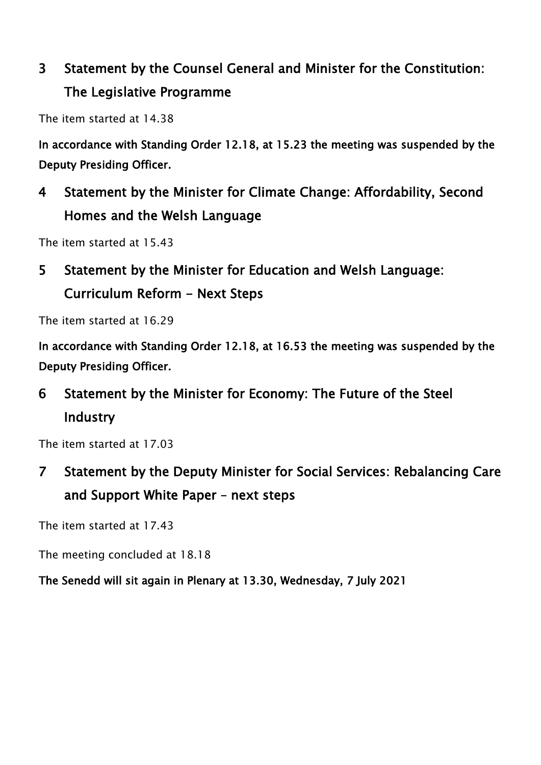## 3 Statement by the Counsel General and Minister for the Constitution: The Legislative Programme

The item started at 14.38

**In accordance with Standing Order 12.18, at 15.23 the meeting was suspended by the Deputy Presiding Officer.**

## 4 Statement by the Minister for Climate Change: Affordability, Second Homes and the Welsh Language

The item started at 15.43

## 5 Statement by the Minister for Education and Welsh Language: Curriculum Reform - Next Steps

The item started at 16.29

**In accordance with Standing Order 12.18, at 16.53 the meeting was suspended by the Deputy Presiding Officer.**

## 6 Statement by the Minister for Economy: The Future of the Steel Industry

The item started at 17.03

## 7 Statement by the Deputy Minister for Social Services: Rebalancing Care and Support White Paper – next steps

The item started at 17.43

The meeting concluded at 18.18

**The Senedd will sit again in Plenary at 13.30, Wednesday, 7 July 2021**